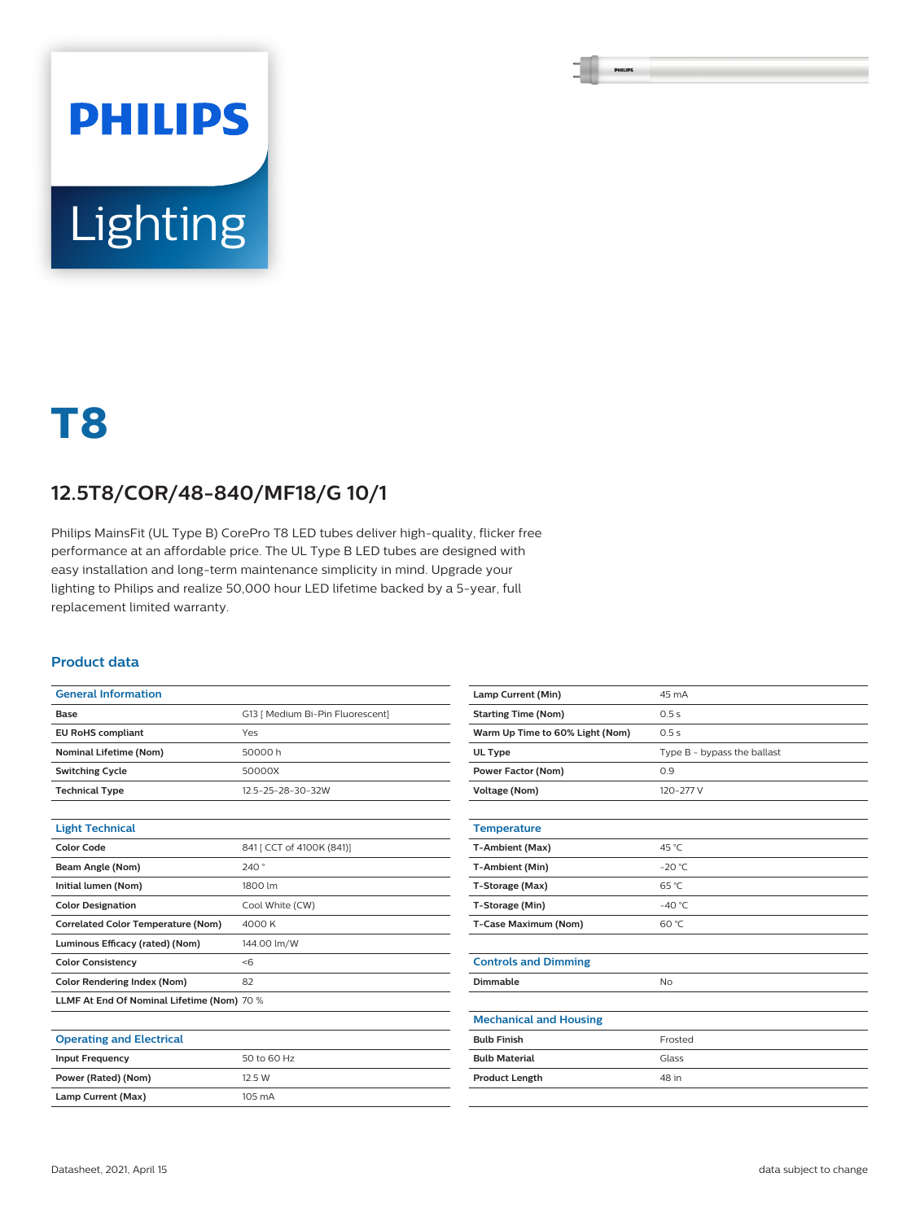PHILIPS

Lighting

# T8

## 12.5T8/COR/48-840/MF18/G 10/1

Philips MainsFit (UL Type B) CorePro T8 LED tubes deliver high-quality, flicker free performance at an affordable price. The UL Type B LED tubes are designed with easy installation and long-term maintenance simplicity in mind. Upgrade your lighting to Philips and realize 50,000 hour LED lifetime backed by a 5-year, full replacement limited warranty.

### Product data

| General Information | |
|---|---|
| **Base** | G13 [ Medium Bi-Pin Fluorescent] |
| **EU RoHS compliant** | Yes |
| **Nominal Lifetime (Nom)** | 50000 h |
| **Switching Cycle** | 50000X |
| **Technical Type** | 12.5-25-28-30-32W |

| Light Technical | |
|---|---|
| **Color Code** | 841 [ CCT of 4100K (841)] |
| **Beam Angle (Nom)** | 240 ° |
| **Initial lumen (Nom)** | 1800 lm |
| **Color Designation** | Cool White (CW) |
| **Correlated Color Temperature (Nom)** | 4000 K |
| **Luminous Efficacy (rated) (Nom)** | 144.00 lm/W |
| **Color Consistency** | <6 |
| **Color Rendering Index (Nom)** | 82 |
| **LLMF At End Of Nominal Lifetime (Nom)** | 70 % |

| Operating and Electrical | |
|---|---|
| **Input Frequency** | 50 to 60 Hz |
| **Power (Rated) (Nom)** | 12.5 W |
| **Lamp Current (Max)** | 105 mA |
| **Lamp Current (Min)** | 45 mA |
| **Starting Time (Nom)** | 0.5 s |
| **Warm Up Time to 60% Light (Nom)** | 0.5 s |
| **UL Type** | Type B - bypass the ballast |
| **Power Factor (Nom)** | 0.9 |
| **Voltage (Nom)** | 120-277 V |

| Temperature | |
|---|---|
| **T-Ambient (Max)** | 45 °C |
| **T-Ambient (Min)** | -20 °C |
| **T-Storage (Max)** | 65 °C |
| **T-Storage (Min)** | -40 °C |
| **T-Case Maximum (Nom)** | 60 °C |

| Controls and Dimming | |
|---|---|
| **Dimmable** | No |

| Mechanical and Housing | |
|---|---|
| **Bulb Finish** | Frosted |
| **Bulb Material** | Glass |
| **Product Length** | 48 in |

Datasheet, 2021, April 15

data subject to change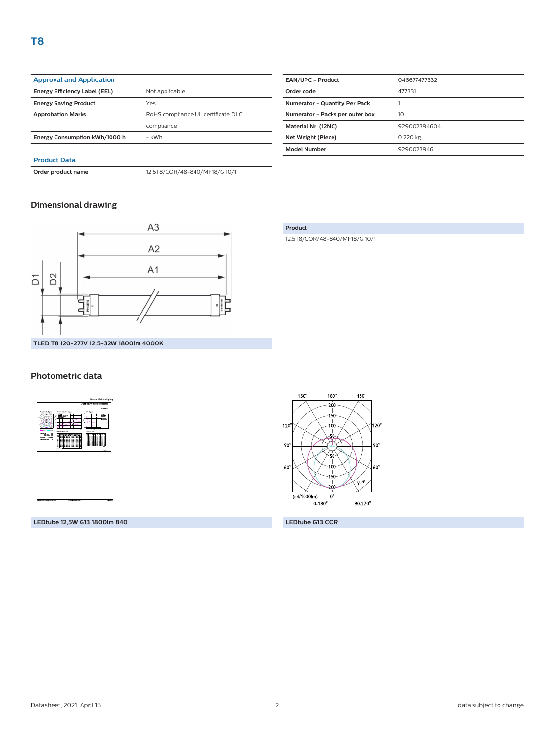# T8

| Approval and Application | |
|---|---|
| **Energy Efficiency Label (EEL)** | Not applicable |
| **Energy Saving Product** | Yes |
| **Approbation Marks** | RoHS compliance UL certificate DLC compliance |
| **Energy Consumption kWh/1000 h** | - kWh |

| Product Data | |
|---|---|
| **Order product name** | 12.5T8/COR/48-840/MF18/G 10/1 |

| | |
|---|---|
| **EAN/UPC - Product** | 046677477332 |
| **Order code** | 477331 |
| **Numerator - Quantity Per Pack** | 1 |
| **Numerator - Packs per outer box** | 10 |
| **Material Nr. (12NC)** | 929002394604 |
| **Net Weight (Piece)** | 0.220 kg |
| **Model Number** | 9290023946 |

## Dimensional drawing

**TLED T8 120-277V 12.5-32W 1800lm 4000K**

| Product |
|---|
| 12.5T8/COR/48-840/MF18/G 10/1 |

## Photometric data

**LEDtube 12,5W G13 1800lm 840**

**LEDtube G13 COR**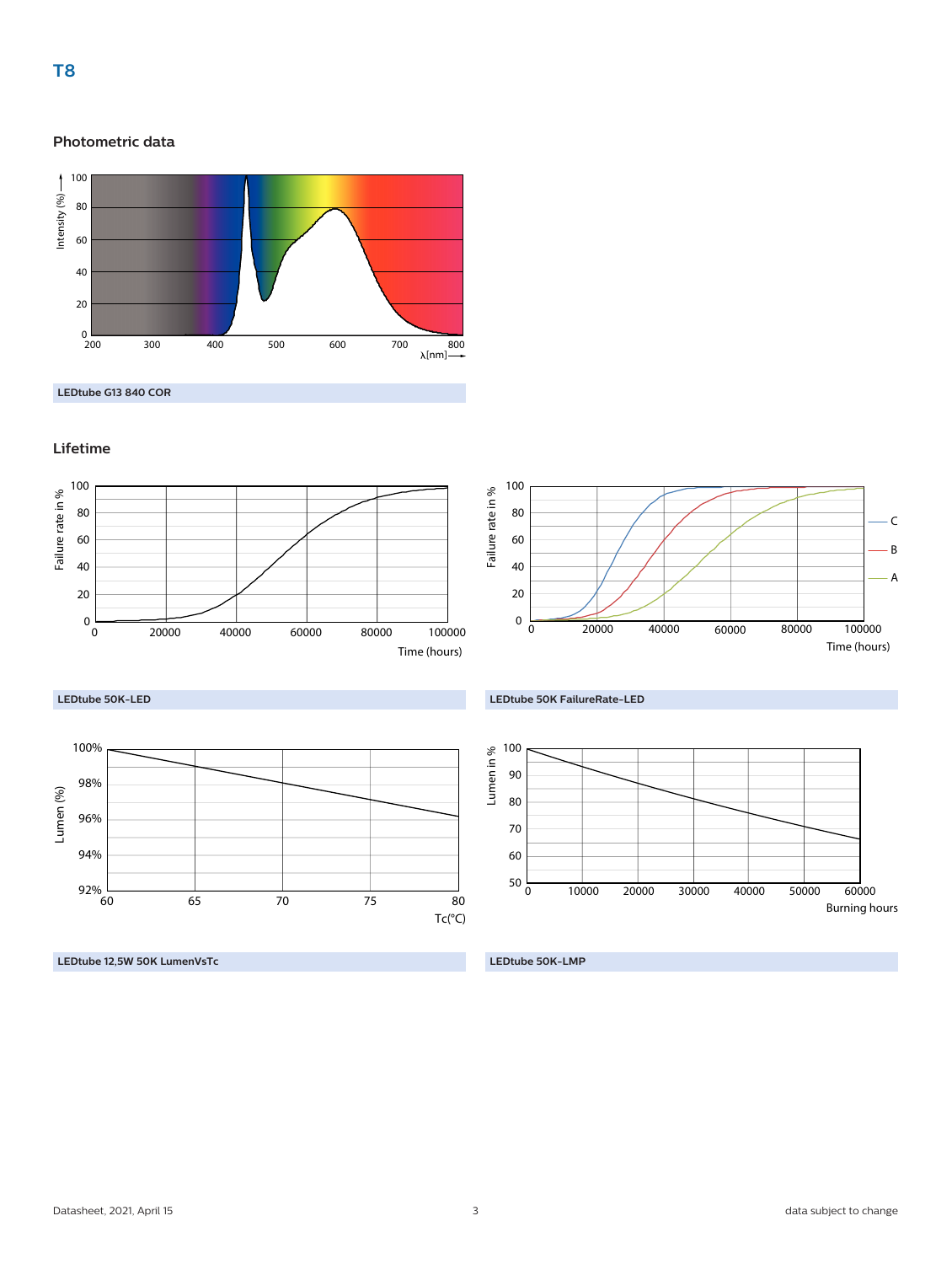# T8

## Photometric data

LEDtube G13 840 COR

## Lifetime

LEDtube 50K-LED

LEDtube 50K FailureRate-LED

LEDtube 12,5W 50K LumenVsTc

LEDtube 50K-LMP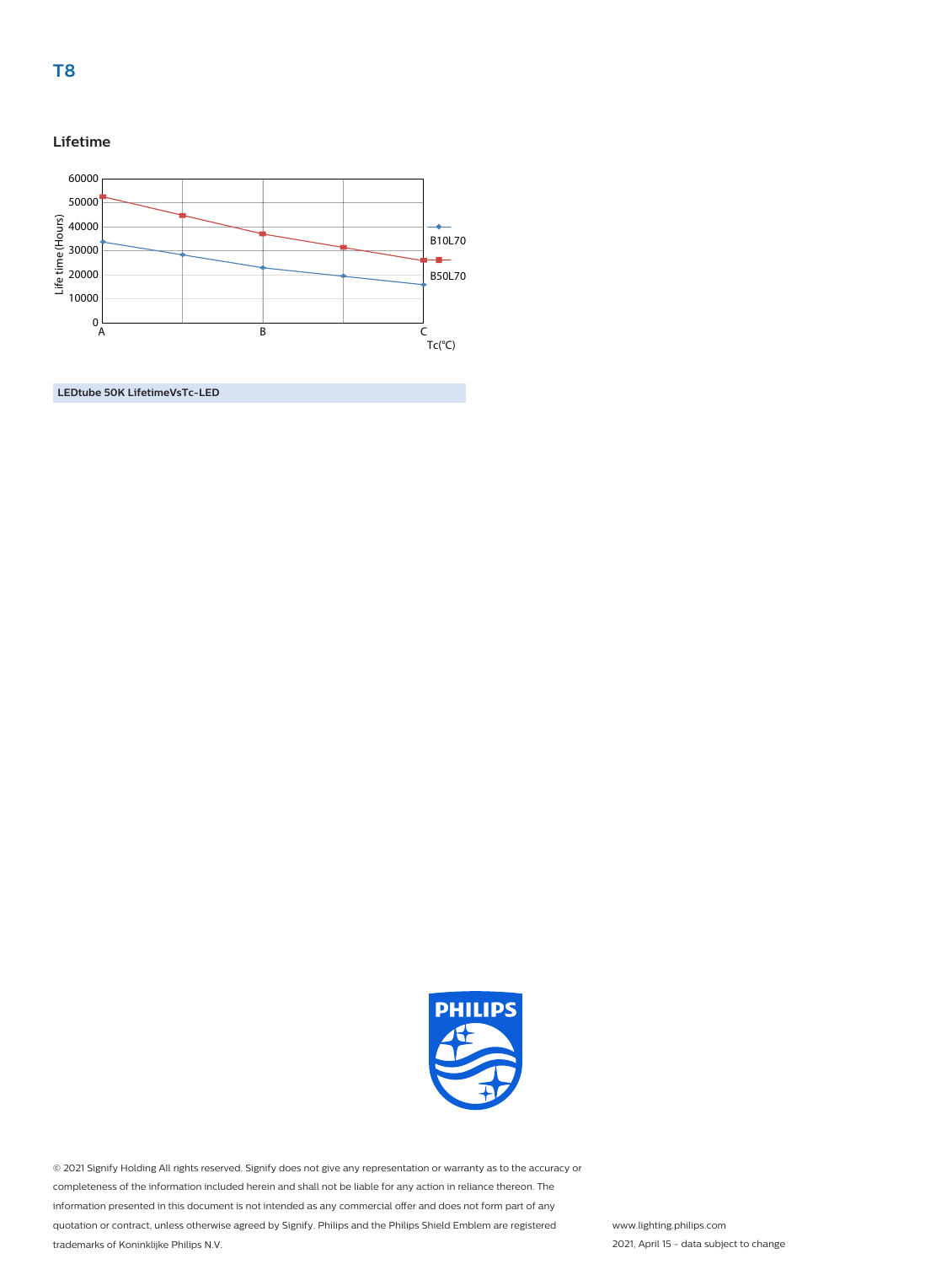## T8

### Lifetime

60000
50000
40000
30000
20000
10000
0
Life time (Hours)
A
B
C
Tc(°C)
B10L70
B50L70

**LEDtube 50K LifetimeVsTc-LED**

© 2021 Signify Holding All rights reserved. Signify does not give any representation or warranty as to the accuracy or completeness of the information included herein and shall not be liable for any action in reliance thereon. The information presented in this document is not intended as any commercial offer and does not form part of any quotation or contract, unless otherwise agreed by Signify. Philips and the Philips Shield Emblem are registered trademarks of Koninklijke Philips N.V.

www.lighting.philips.com

2021, April 15 - data subject to change